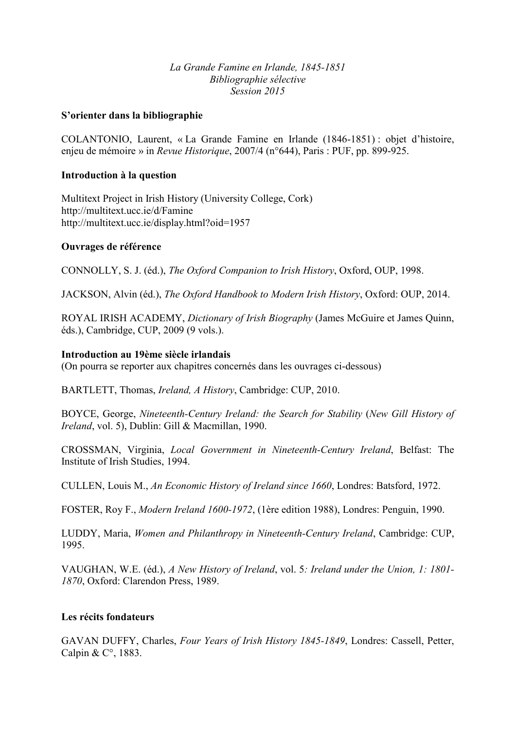*La Grande Famine en Irlande, 1845-1851*
*Bibliographie sélective*
*Session 2015*

**S'orienter dans la bibliographie**

COLANTONIO, Laurent, « La Grande Famine en Irlande (1846-1851) : objet d'histoire, enjeu de mémoire » in *Revue Historique*, 2007/4 (n°644), Paris : PUF, pp. 899-925.

**Introduction à la question**

Multitext Project in Irish History (University College, Cork)
http://multitext.ucc.ie/d/Famine
http://multitext.ucc.ie/display.html?oid=1957

**Ouvrages de référence**

CONNOLLY, S. J. (éd.), *The Oxford Companion to Irish History*, Oxford, OUP, 1998.

JACKSON, Alvin (éd.), *The Oxford Handbook to Modern Irish History*, Oxford: OUP, 2014.

ROYAL IRISH ACADEMY, *Dictionary of Irish Biography* (James McGuire et James Quinn, éds.), Cambridge, CUP, 2009 (9 vols.).

**Introduction au 19ème siècle irlandais**
(On pourra se reporter aux chapitres concernés dans les ouvrages ci-dessous)

BARTLETT, Thomas, *Ireland, A History*, Cambridge: CUP, 2010.

BOYCE, George, *Nineteenth-Century Ireland: the Search for Stability* (*New Gill History of Ireland*, vol. 5), Dublin: Gill & Macmillan, 1990.

CROSSMAN, Virginia, *Local Government in Nineteenth-Century Ireland*, Belfast: The Institute of Irish Studies, 1994.

CULLEN, Louis M., *An Economic History of Ireland since 1660*, Londres: Batsford, 1972.

FOSTER, Roy F., *Modern Ireland 1600-1972*, (1ère edition 1988), Londres: Penguin, 1990.

LUDDY, Maria, *Women and Philanthropy in Nineteenth-Century Ireland*, Cambridge: CUP, 1995.

VAUGHAN, W.E. (éd.), *A New History of Ireland*, vol. 5*: Ireland under the Union, 1: 1801-1870*, Oxford: Clarendon Press, 1989.

**Les récits fondateurs**

GAVAN DUFFY, Charles, *Four Years of Irish History 1845-1849*, Londres: Cassell, Petter, Calpin & C°, 1883.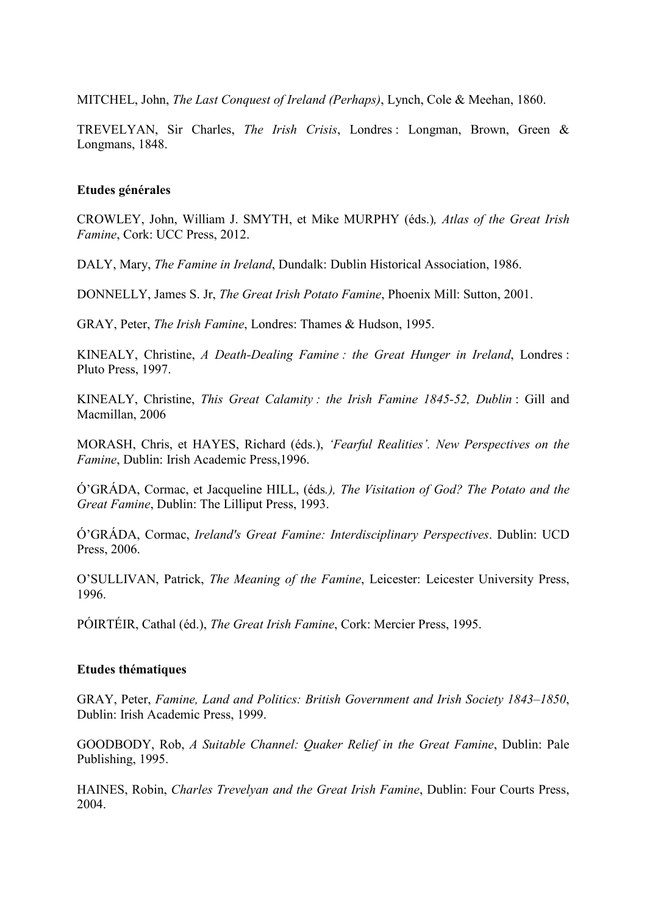MITCHEL, John, *The Last Conquest of Ireland (Perhaps)*, Lynch, Cole & Meehan, 1860.

TREVELYAN, Sir Charles, *The Irish Crisis*, Londres : Longman, Brown, Green & Longmans, 1848.

### Etudes générales

CROWLEY, John, William J. SMYTH, et Mike MURPHY (éds.)*, Atlas of the Great Irish Famine*, Cork: UCC Press, 2012.

DALY, Mary, *The Famine in Ireland*, Dundalk: Dublin Historical Association, 1986.

DONNELLY, James S. Jr, *The Great Irish Potato Famine*, Phoenix Mill: Sutton, 2001.

GRAY, Peter, *The Irish Famine*, Londres: Thames & Hudson, 1995.

KINEALY, Christine, *A Death-Dealing Famine : the Great Hunger in Ireland*, Londres : Pluto Press, 1997.

KINEALY, Christine, *This Great Calamity : the Irish Famine 1845-52, Dublin* : Gill and Macmillan, 2006

MORASH, Chris, et HAYES, Richard (éds.), *'Fearful Realities'. New Perspectives on the Famine*, Dublin: Irish Academic Press,1996.

Ó'GRÁDA, Cormac, et Jacqueline HILL, (éds*.), The Visitation of God? The Potato and the Great Famine*, Dublin: The Lilliput Press, 1993.

Ó'GRÁDA, Cormac, *Ireland's Great Famine: Interdisciplinary Perspectives*. Dublin: UCD Press, 2006.

O'SULLIVAN, Patrick, *The Meaning of the Famine*, Leicester: Leicester University Press, 1996.

PÓIRTÉIR, Cathal (éd.), *The Great Irish Famine*, Cork: Mercier Press, 1995.

### Etudes thématiques

GRAY, Peter, *Famine, Land and Politics: British Government and Irish Society 1843–1850*, Dublin: Irish Academic Press, 1999.

GOODBODY, Rob, *A Suitable Channel: Quaker Relief in the Great Famine*, Dublin: Pale Publishing, 1995.

HAINES, Robin, *Charles Trevelyan and the Great Irish Famine*, Dublin: Four Courts Press, 2004.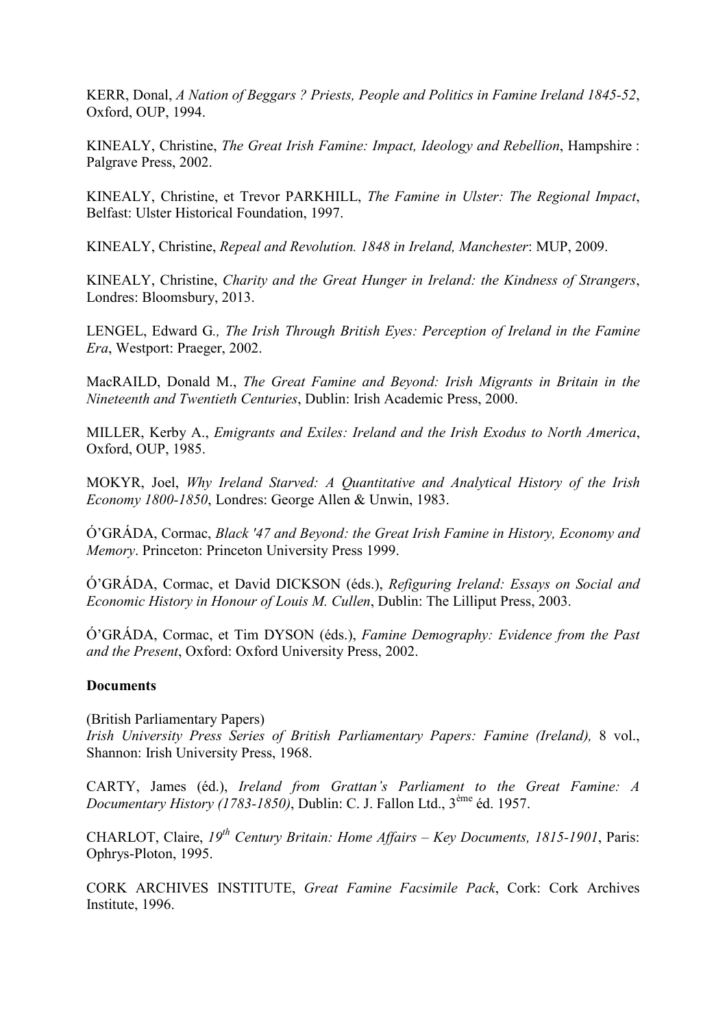KERR, Donal, *A Nation of Beggars ? Priests, People and Politics in Famine Ireland 1845-52*, Oxford, OUP, 1994.

KINEALY, Christine, *The Great Irish Famine: Impact, Ideology and Rebellion*, Hampshire : Palgrave Press, 2002.

KINEALY, Christine, et Trevor PARKHILL, *The Famine in Ulster: The Regional Impact*, Belfast: Ulster Historical Foundation, 1997.

KINEALY, Christine, *Repeal and Revolution. 1848 in Ireland, Manchester*: MUP, 2009.

KINEALY, Christine, *Charity and the Great Hunger in Ireland: the Kindness of Strangers*, Londres: Bloomsbury, 2013.

LENGEL, Edward G*., The Irish Through British Eyes: Perception of Ireland in the Famine Era*, Westport: Praeger, 2002.

MacRAILD, Donald M., *The Great Famine and Beyond: Irish Migrants in Britain in the Nineteenth and Twentieth Centuries*, Dublin: Irish Academic Press, 2000.

MILLER, Kerby A., *Emigrants and Exiles: Ireland and the Irish Exodus to North America*, Oxford, OUP, 1985.

MOKYR, Joel, *Why Ireland Starved: A Quantitative and Analytical History of the Irish Economy 1800-1850*, Londres: George Allen & Unwin, 1983.

Ó'GRÁDA, Cormac, *Black '47 and Beyond: the Great Irish Famine in History, Economy and Memory*. Princeton: Princeton University Press 1999.

Ó'GRÁDA, Cormac, et David DICKSON (éds.), *Refiguring Ireland: Essays on Social and Economic History in Honour of Louis M. Cullen*, Dublin: The Lilliput Press, 2003.

Ó'GRÁDA, Cormac, et Tim DYSON (éds.), *Famine Demography: Evidence from the Past and the Present*, Oxford: Oxford University Press, 2002.

**Documents**

(British Parliamentary Papers)
*Irish University Press Series of British Parliamentary Papers: Famine (Ireland),* 8 vol., Shannon: Irish University Press, 1968.

CARTY, James (éd.), *Ireland from Grattan's Parliament to the Great Famine: A Documentary History (1783-1850)*, Dublin: C. J. Fallon Ltd., 3ème éd. 1957.

CHARLOT, Claire, *19th Century Britain: Home Affairs – Key Documents, 1815-1901*, Paris: Ophrys-Ploton, 1995.

CORK ARCHIVES INSTITUTE, *Great Famine Facsimile Pack*, Cork: Cork Archives Institute, 1996.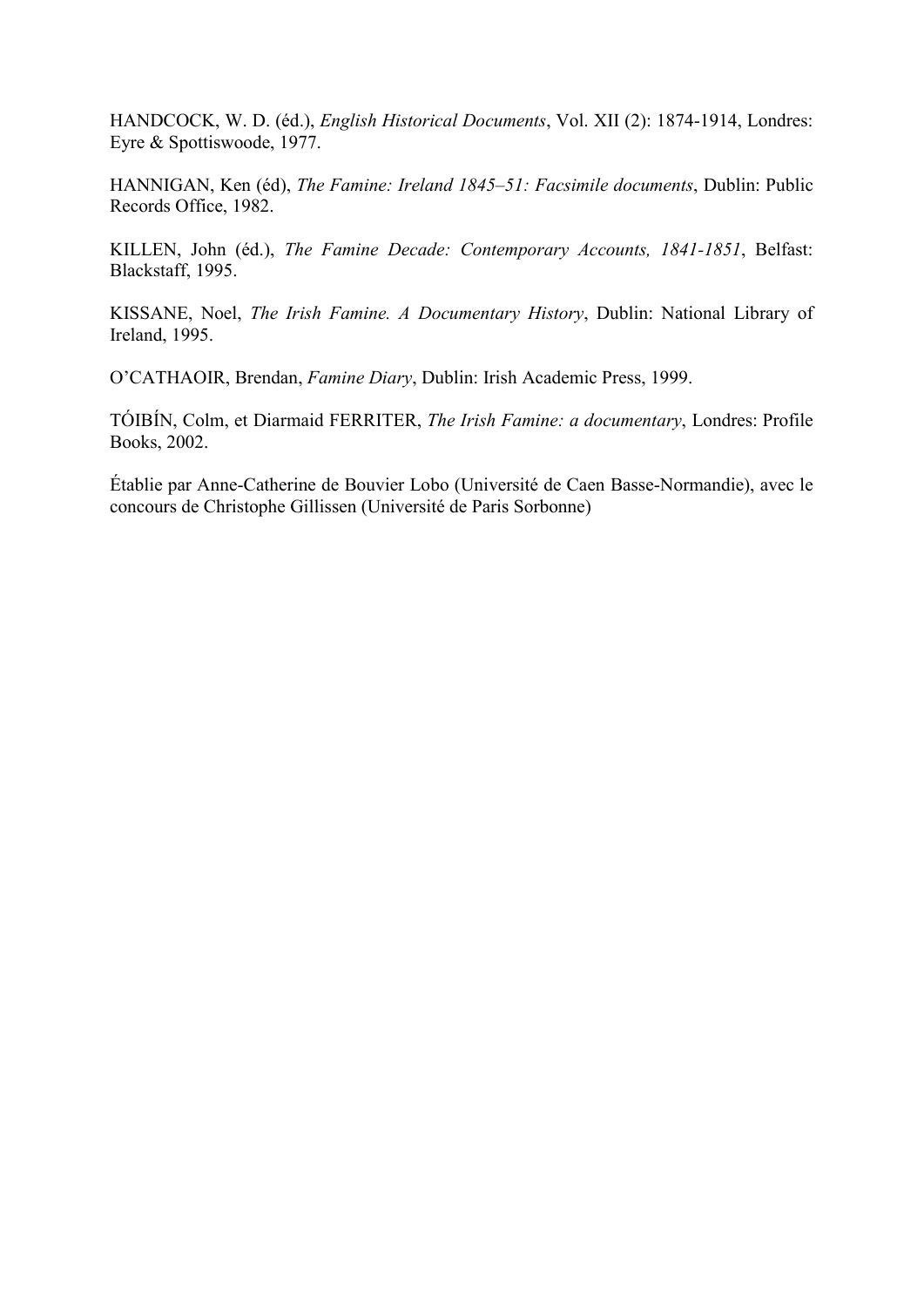HANDCOCK, W. D. (éd.), *English Historical Documents*, Vol. XII (2): 1874-1914, Londres: Eyre & Spottiswoode, 1977.

HANNIGAN, Ken (éd), *The Famine: Ireland 1845–51: Facsimile documents*, Dublin: Public Records Office, 1982.

KILLEN, John (éd.), *The Famine Decade: Contemporary Accounts, 1841-1851*, Belfast: Blackstaff, 1995.

KISSANE, Noel, *The Irish Famine. A Documentary History*, Dublin: National Library of Ireland, 1995.

O'CATHAOIR, Brendan, *Famine Diary*, Dublin: Irish Academic Press, 1999.

TÓIBÍN, Colm, et Diarmaid FERRITER, *The Irish Famine: a documentary*, Londres: Profile Books, 2002.

Établie par Anne-Catherine de Bouvier Lobo (Université de Caen Basse-Normandie), avec le concours de Christophe Gillissen (Université de Paris Sorbonne)